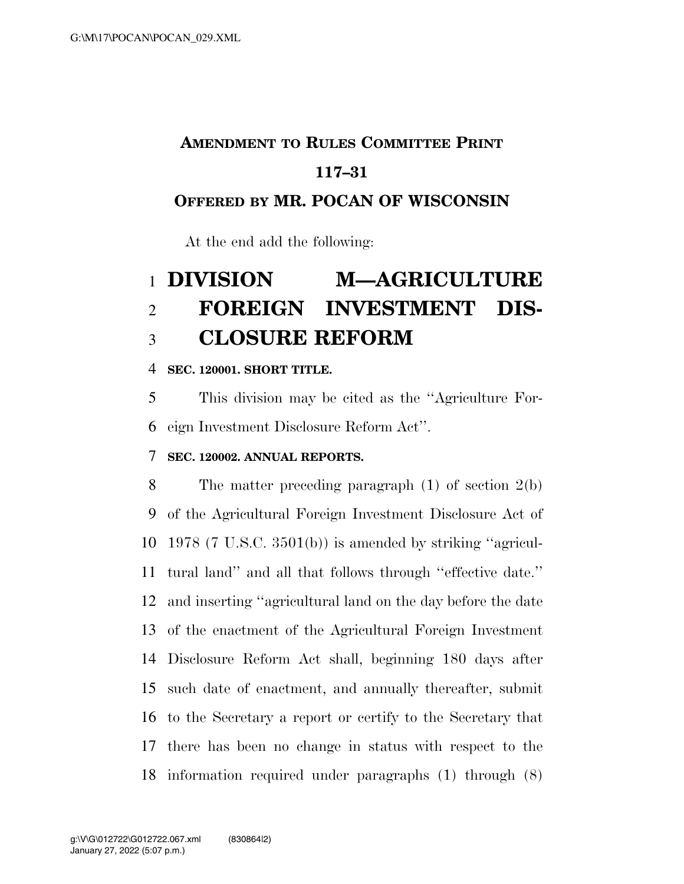**AMENDMENT TO RULES COMMITTEE PRINT 117–31**

**OFFERED BY MR. POCAN OF WISCONSIN**

At the end add the following:

# DIVISION M—AGRICULTURE FOREIGN INVESTMENT DISCLOSURE REFORM

**SEC. 120001. SHORT TITLE.**

This division may be cited as the ''Agriculture Foreign Investment Disclosure Reform Act''.

**SEC. 120002. ANNUAL REPORTS.**

The matter preceding paragraph (1) of section 2(b) of the Agricultural Foreign Investment Disclosure Act of 1978 (7 U.S.C. 3501(b)) is amended by striking ''agricultural land'' and all that follows through ''effective date.'' and inserting ''agricultural land on the day before the date of the enactment of the Agricultural Foreign Investment Disclosure Reform Act shall, beginning 180 days after such date of enactment, and annually thereafter, submit to the Secretary a report or certify to the Secretary that there has been no change in status with respect to the information required under paragraphs (1) through (8)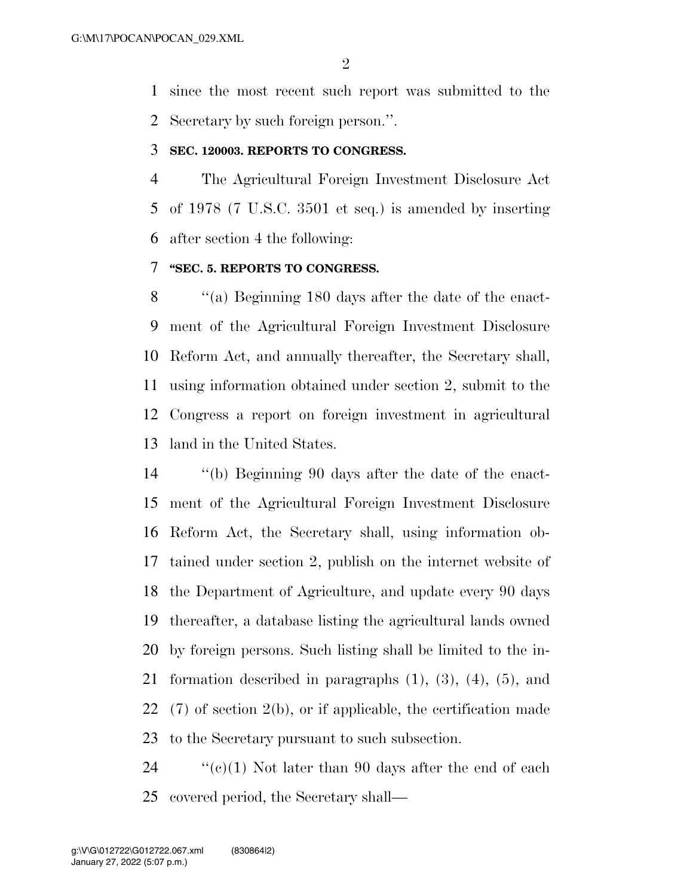since the most recent such report was submitted to the Secretary by such foreign person.''.

**SEC. 120003. REPORTS TO CONGRESS.**

The Agricultural Foreign Investment Disclosure Act of 1978 (7 U.S.C. 3501 et seq.) is amended by inserting after section 4 the following:

**''SEC. 5. REPORTS TO CONGRESS.**

''(a) Beginning 180 days after the date of the enactment of the Agricultural Foreign Investment Disclosure Reform Act, and annually thereafter, the Secretary shall, using information obtained under section 2, submit to the Congress a report on foreign investment in agricultural land in the United States.

''(b) Beginning 90 days after the date of the enactment of the Agricultural Foreign Investment Disclosure Reform Act, the Secretary shall, using information obtained under section 2, publish on the internet website of the Department of Agriculture, and update every 90 days thereafter, a database listing the agricultural lands owned by foreign persons. Such listing shall be limited to the information described in paragraphs (1), (3), (4), (5), and (7) of section 2(b), or if applicable, the certification made to the Secretary pursuant to such subsection.

''(c)(1) Not later than 90 days after the end of each covered period, the Secretary shall—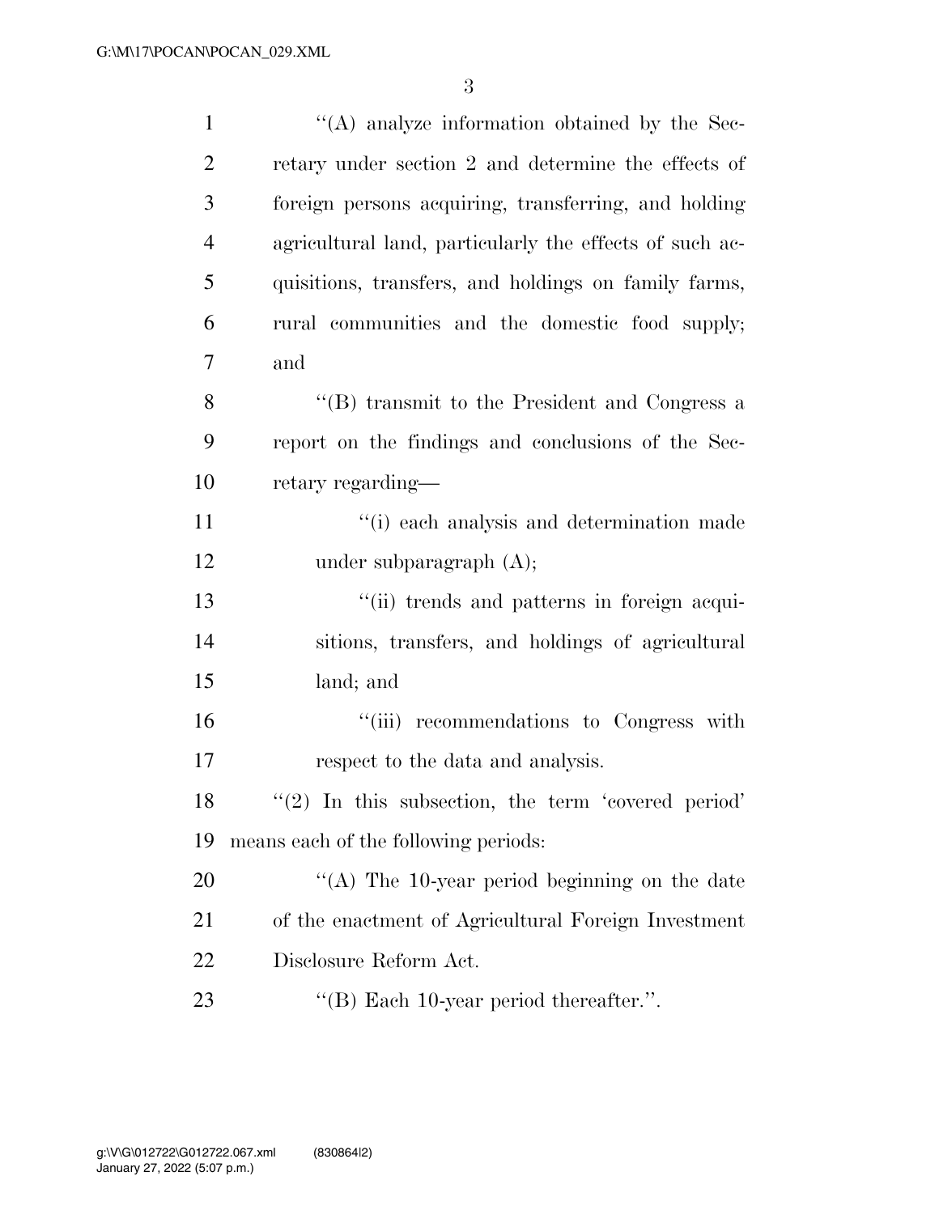''(A) analyze information obtained by the Secretary under section 2 and determine the effects of foreign persons acquiring, transferring, and holding agricultural land, particularly the effects of such acquisitions, transfers, and holdings on family farms, rural communities and the domestic food supply; and

''(B) transmit to the President and Congress a report on the findings and conclusions of the Secretary regarding—

''(i) each analysis and determination made under subparagraph (A);

''(ii) trends and patterns in foreign acquisitions, transfers, and holdings of agricultural land; and

''(iii) recommendations to Congress with respect to the data and analysis.

''(2) In this subsection, the term 'covered period' means each of the following periods:

''(A) The 10-year period beginning on the date of the enactment of Agricultural Foreign Investment Disclosure Reform Act.

''(B) Each 10-year period thereafter.''.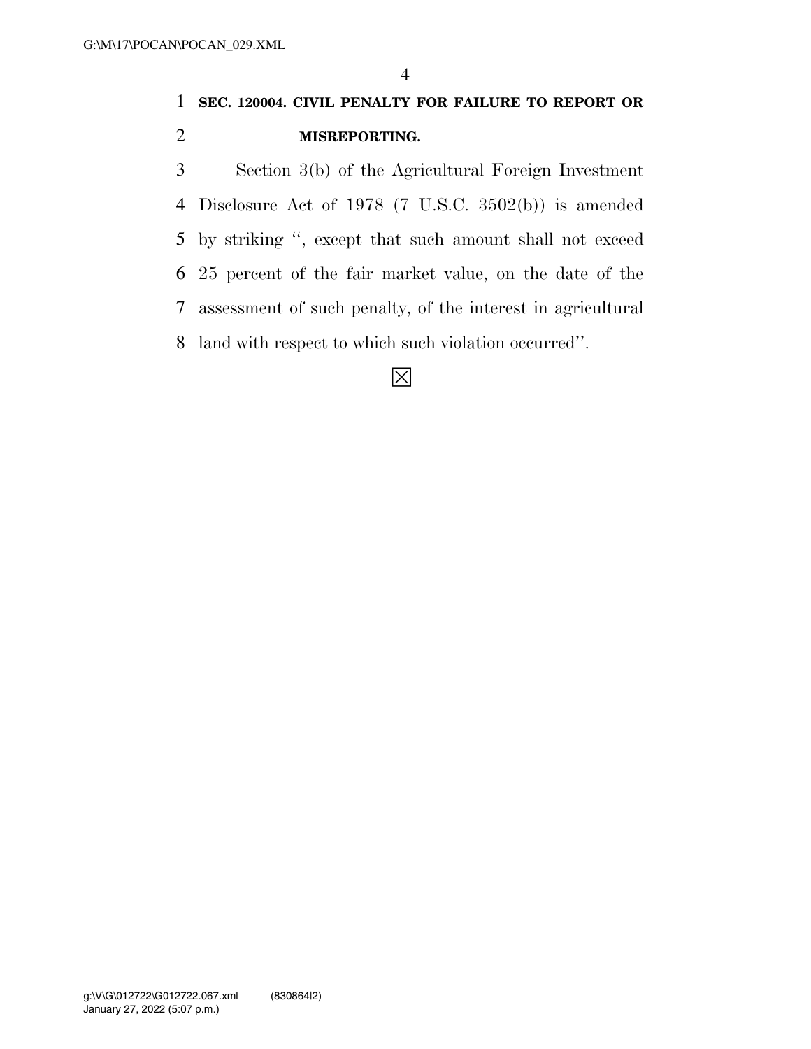## SEC. 120004. CIVIL PENALTY FOR FAILURE TO REPORT OR MISREPORTING.

Section 3(b) of the Agricultural Foreign Investment Disclosure Act of 1978 (7 U.S.C. 3502(b)) is amended by striking ", except that such amount shall not exceed 25 percent of the fair market value, on the date of the assessment of such penalty, of the interest in agricultural land with respect to which such violation occurred".